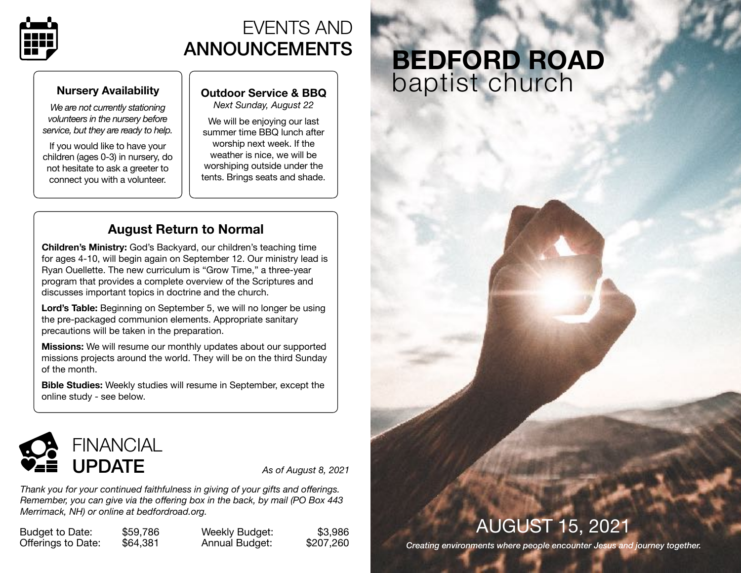# EVENTS AND **ANNOUNCEMENTS**

### Nursery Availability

*We are not currently stationing volunteers in the nursery before service, but they are ready to help.*

If you would like to have your children (ages 0-3) in nursery, do not hesitate to ask a greeter to connect you with a volunteer.

### Outdoor Service & BBQ

*Next Sunday, August 22*

We will be enjoying our last summer time BBQ lunch after worship next week. If the weather is nice, we will be worshiping outside under the tents. Brings seats and shade.

### August Return to Normal

**Children's Ministry:** God's Backyard, our children's teaching time for ages 4-10, will begin again on September 12. Our ministry lead is Ryan Ouellette. The new curriculum is "Grow Time," a three-year program that provides a complete overview of the Scriptures and discusses important topics in doctrine and the church.

**Lord's Table:** Beginning on September 5, we will no longer be using the pre-packaged communion elements. Appropriate sanitary precautions will be taken in the preparation.

**Missions:** We will resume our monthly updates about our supported missions projects around the world. They will be on the third Sunday of the month.

**Bible Studies:** Weekly studies will resume in September, except the online study - see below.

# FINANCIAL **UPDATE**

*As of August 8, 2021*

*Thank you for your continued faithfulness in giving of your gifts and offerings. Remember, you can give via the offering box in the back, by mail (PO Box 443 Merrimack, NH) or online at bedfordroad.org.*

| | | | |
|---|---|---|---|
| Budget to Date: | $59,786 | Weekly Budget: | $3,986 |
| Offerings to Date: | $64,381 | Annual Budget: | $207,260 |

# **BEDFORD ROAD** baptist church

## AUGUST 15, 2021

*Creating environments where people encounter Jesus and journey together.*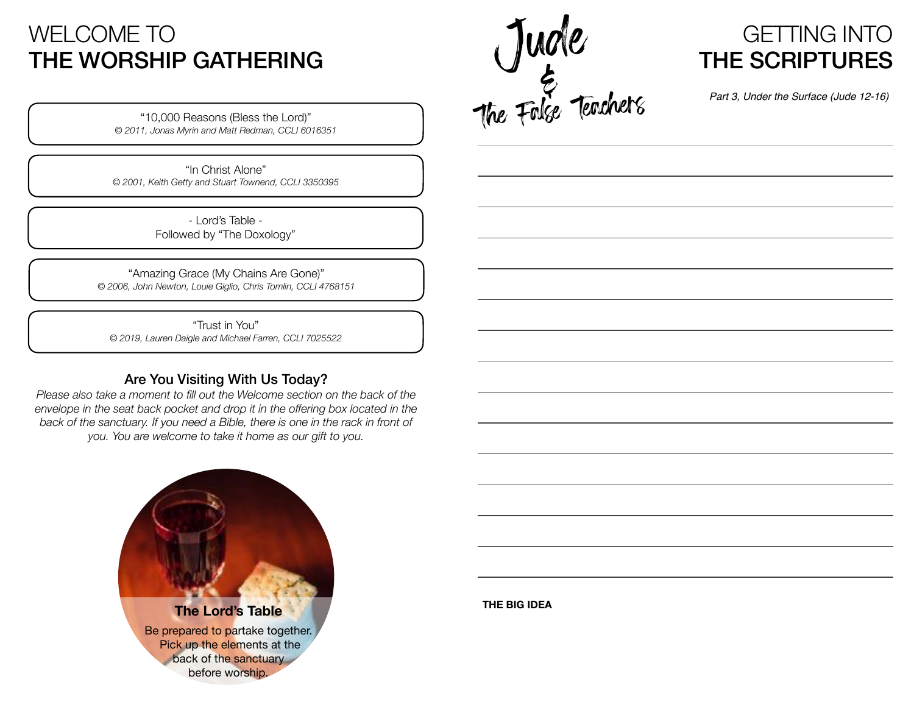# WELCOME TO THE WORSHIP GATHERING

"10,000 Reasons (Bless the Lord)"
*© 2011, Jonas Myrin and Matt Redman, CCLI 6016351*

"In Christ Alone"
*© 2001, Keith Getty and Stuart Townend, CCLI 3350395*

- Lord's Table -
Followed by "The Doxology"

"Amazing Grace (My Chains Are Gone)"
*© 2006, John Newton, Louie Giglio, Chris Tomlin, CCLI 4768151*

"Trust in You"
*© 2019, Lauren Daigle and Michael Farren, CCLI 7025522*

### Are You Visiting With Us Today?

*Please also take a moment to fill out the Welcome section on the back of the envelope in the seat back pocket and drop it in the offering box located in the back of the sanctuary. If you need a Bible, there is one in the rack in front of you. You are welcome to take it home as our gift to you.*

**The Lord's Table**

Be prepared to partake together. Pick up the elements at the back of the sanctuary before worship.

Jude & The False Teachers

# GETTING INTO THE SCRIPTURES

*Part 3, Under the Surface (Jude 12-16)*

**THE BIG IDEA**